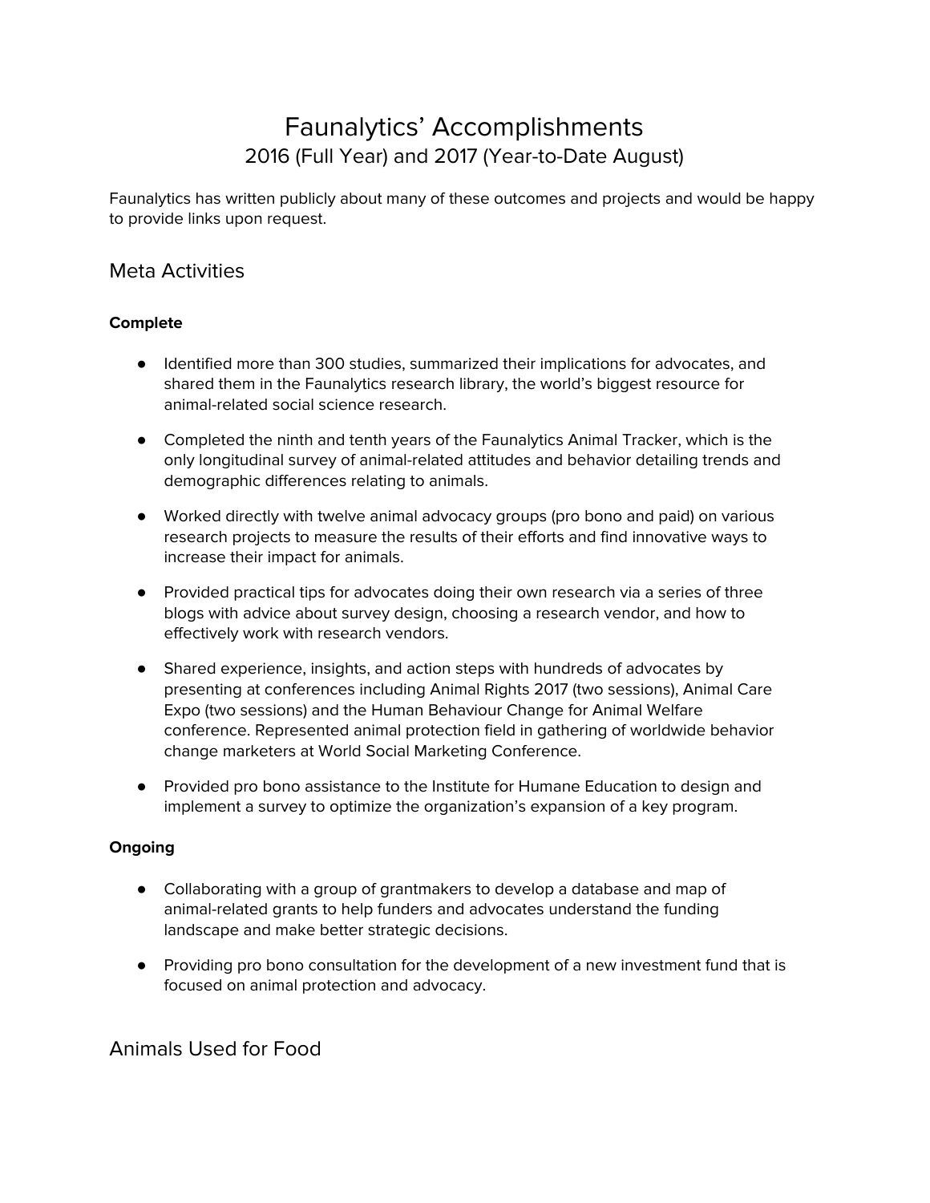# Faunalytics' Accomplishments

## 2016 (Full Year) and 2017 (Year-to-Date August)

Faunalytics has written publicly about many of these outcomes and projects and would be happy to provide links upon request.

## Meta Activities

### Complete

- Identified more than 300 studies, summarized their implications for advocates, and shared them in the Faunalytics research library, the world's biggest resource for animal-related social science research.
- Completed the ninth and tenth years of the Faunalytics Animal Tracker, which is the only longitudinal survey of animal-related attitudes and behavior detailing trends and demographic differences relating to animals.
- Worked directly with twelve animal advocacy groups (pro bono and paid) on various research projects to measure the results of their efforts and find innovative ways to increase their impact for animals.
- Provided practical tips for advocates doing their own research via a series of three blogs with advice about survey design, choosing a research vendor, and how to effectively work with research vendors.
- Shared experience, insights, and action steps with hundreds of advocates by presenting at conferences including Animal Rights 2017 (two sessions), Animal Care Expo (two sessions) and the Human Behaviour Change for Animal Welfare conference. Represented animal protection field in gathering of worldwide behavior change marketers at World Social Marketing Conference.
- Provided pro bono assistance to the Institute for Humane Education to design and implement a survey to optimize the organization's expansion of a key program.

### Ongoing

- Collaborating with a group of grantmakers to develop a database and map of animal-related grants to help funders and advocates understand the funding landscape and make better strategic decisions.
- Providing pro bono consultation for the development of a new investment fund that is focused on animal protection and advocacy.

## Animals Used for Food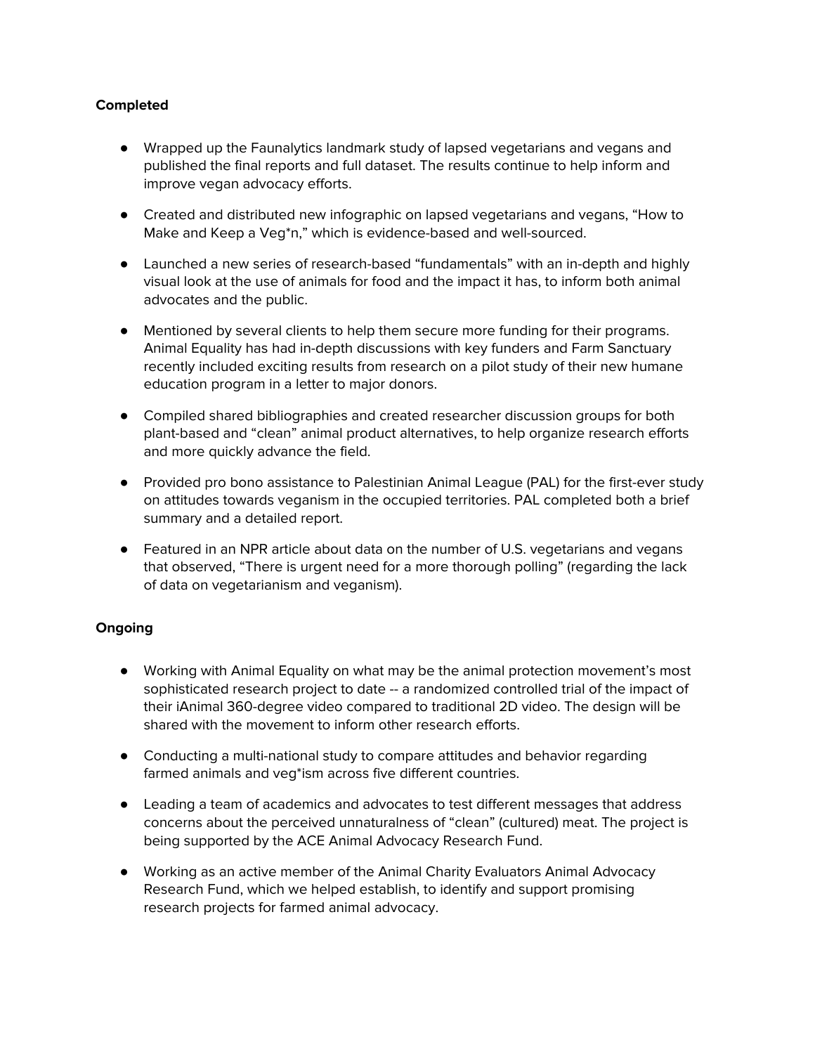**Completed**

- Wrapped up the Faunalytics landmark study of lapsed vegetarians and vegans and published the final reports and full dataset. The results continue to help inform and improve vegan advocacy efforts.

- Created and distributed new infographic on lapsed vegetarians and vegans, "How to Make and Keep a Veg*n," which is evidence-based and well-sourced.

- Launched a new series of research-based "fundamentals" with an in-depth and highly visual look at the use of animals for food and the impact it has, to inform both animal advocates and the public.

- Mentioned by several clients to help them secure more funding for their programs. Animal Equality has had in-depth discussions with key funders and Farm Sanctuary recently included exciting results from research on a pilot study of their new humane education program in a letter to major donors.

- Compiled shared bibliographies and created researcher discussion groups for both plant-based and "clean" animal product alternatives, to help organize research efforts and more quickly advance the field.

- Provided pro bono assistance to Palestinian Animal League (PAL) for the first-ever study on attitudes towards veganism in the occupied territories. PAL completed both a brief summary and a detailed report.

- Featured in an NPR article about data on the number of U.S. vegetarians and vegans that observed, "There is urgent need for a more thorough polling" (regarding the lack of data on vegetarianism and veganism).

**Ongoing**

- Working with Animal Equality on what may be the animal protection movement's most sophisticated research project to date -- a randomized controlled trial of the impact of their iAnimal 360-degree video compared to traditional 2D video. The design will be shared with the movement to inform other research efforts.

- Conducting a multi-national study to compare attitudes and behavior regarding farmed animals and veg*ism across five different countries.

- Leading a team of academics and advocates to test different messages that address concerns about the perceived unnaturalness of "clean" (cultured) meat. The project is being supported by the ACE Animal Advocacy Research Fund.

- Working as an active member of the Animal Charity Evaluators Animal Advocacy Research Fund, which we helped establish, to identify and support promising research projects for farmed animal advocacy.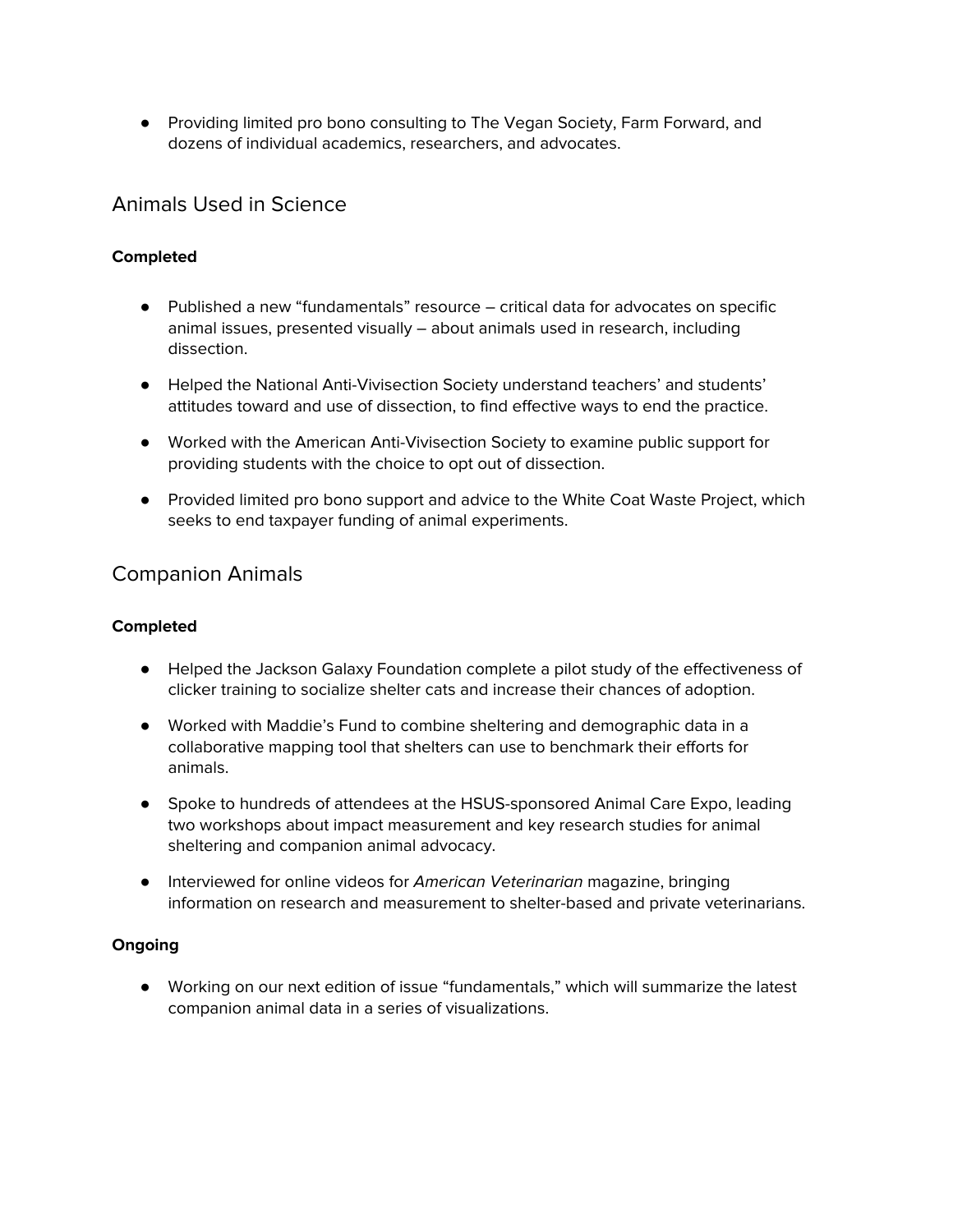- Providing limited pro bono consulting to The Vegan Society, Farm Forward, and dozens of individual academics, researchers, and advocates.

## Animals Used in Science

**Completed**

- Published a new "fundamentals" resource – critical data for advocates on specific animal issues, presented visually – about animals used in research, including dissection.
- Helped the National Anti-Vivisection Society understand teachers' and students' attitudes toward and use of dissection, to find effective ways to end the practice.
- Worked with the American Anti-Vivisection Society to examine public support for providing students with the choice to opt out of dissection.
- Provided limited pro bono support and advice to the White Coat Waste Project, which seeks to end taxpayer funding of animal experiments.

## Companion Animals

**Completed**

- Helped the Jackson Galaxy Foundation complete a pilot study of the effectiveness of clicker training to socialize shelter cats and increase their chances of adoption.
- Worked with Maddie's Fund to combine sheltering and demographic data in a collaborative mapping tool that shelters can use to benchmark their efforts for animals.
- Spoke to hundreds of attendees at the HSUS-sponsored Animal Care Expo, leading two workshops about impact measurement and key research studies for animal sheltering and companion animal advocacy.
- Interviewed for online videos for *American Veterinarian* magazine, bringing information on research and measurement to shelter-based and private veterinarians.

**Ongoing**

- Working on our next edition of issue "fundamentals," which will summarize the latest companion animal data in a series of visualizations.